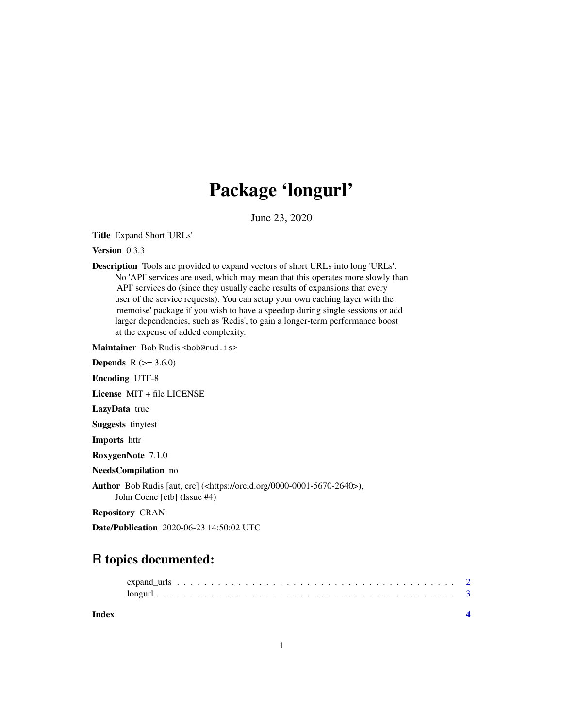# Package 'longurl'

June 23, 2020

**Title** Expand Short 'URLs'

**Version** 0.3.3

**Description** Tools are provided to expand vectors of short URLs into long 'URLs'. No 'API' services are used, which may mean that this operates more slowly than 'API' services do (since they usually cache results of expansions that every user of the service requests). You can setup your own caching layer with the 'memoise' package if you wish to have a speedup during single sessions or add larger dependencies, such as 'Redis', to gain a longer-term performance boost at the expense of added complexity.

**Maintainer** Bob Rudis <bob@rud.is>

**Depends** R (>= 3.6.0)

**Encoding** UTF-8

**License** MIT + file LICENSE

**LazyData** true

**Suggests** tinytest

**Imports** httr

**RoxygenNote** 7.1.0

**NeedsCompilation** no

**Author** Bob Rudis [aut, cre] (<https://orcid.org/0000-0001-5670-2640>), John Coene [ctb] (Issue #4)

**Repository** CRAN

**Date/Publication** 2020-06-23 14:50:02 UTC

## R topics documented:

- expand_urls . . . . . . . . . . . . . . . . . . . . . . . . . . . . . . . . . . . . . . . . 2
- longurl . . . . . . . . . . . . . . . . . . . . . . . . . . . . . . . . . . . . . . . . . . 3

**Index** **4**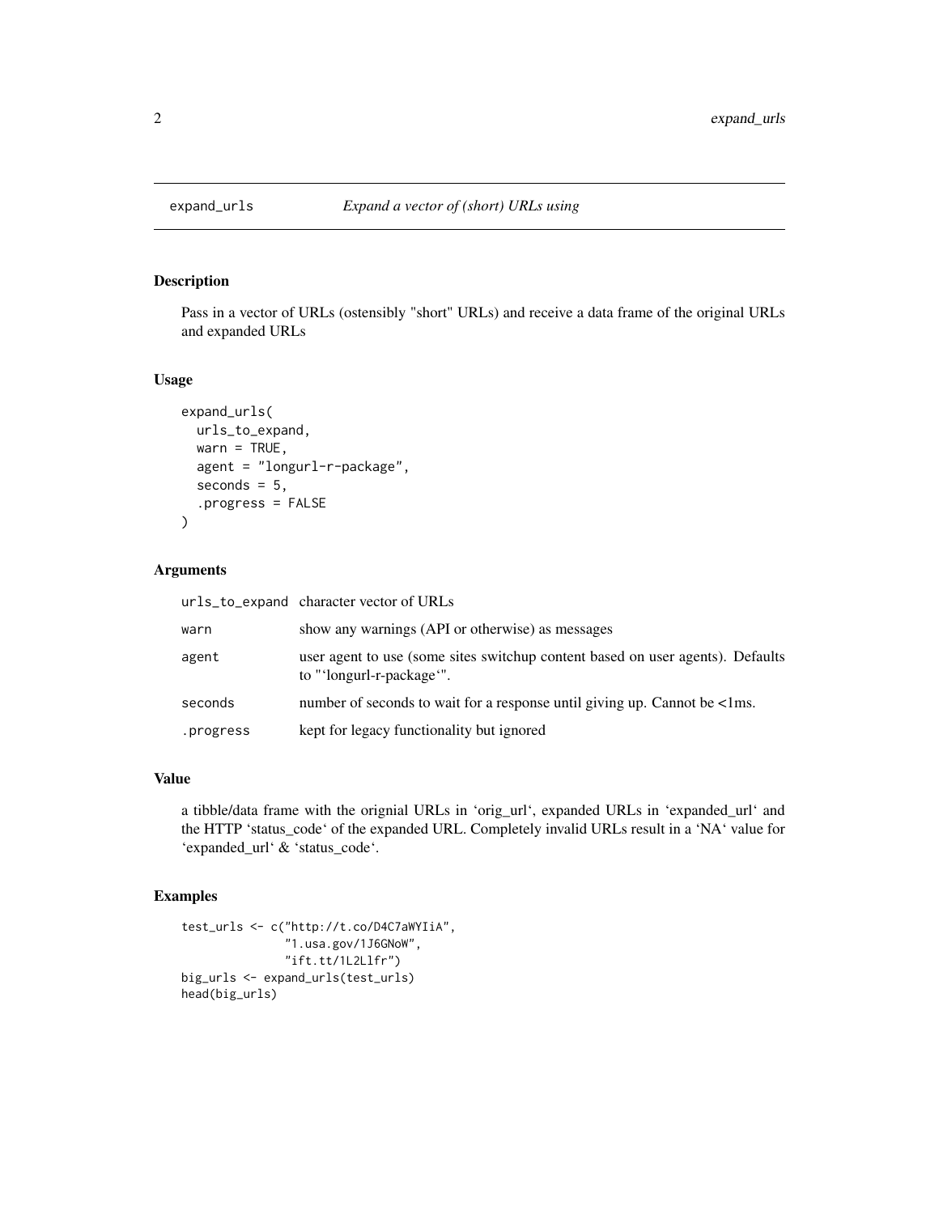# expand_urls — *Expand a vector of (short) URLs using*

## Description

Pass in a vector of URLs (ostensibly "short" URLs) and receive a data frame of the original URLs and expanded URLs

## Usage

```
expand_urls(
  urls_to_expand,
  warn = TRUE,
  agent = "longurl-r-package",
  seconds = 5,
  .progress = FALSE
)
```

## Arguments

| | |
|---|---|
| urls_to_expand | character vector of URLs |
| warn | show any warnings (API or otherwise) as messages |
| agent | user agent to use (some sites switchup content based on user agents). Defaults to "‘longurl-r-package‘". |
| seconds | number of seconds to wait for a response until giving up. Cannot be <1ms. |
| .progress | kept for legacy functionality but ignored |

## Value

a tibble/data frame with the orignial URLs in ‘orig_url‘, expanded URLs in ‘expanded_url‘ and the HTTP ‘status_code‘ of the expanded URL. Completely invalid URLs result in a ‘NA‘ value for ‘expanded_url‘ & ‘status_code‘.

## Examples

```
test_urls <- c("http://t.co/D4C7aWYIiA",
               "1.usa.gov/1J6GNoW",
               "ift.tt/1L2Llfr")
big_urls <- expand_urls(test_urls)
head(big_urls)
```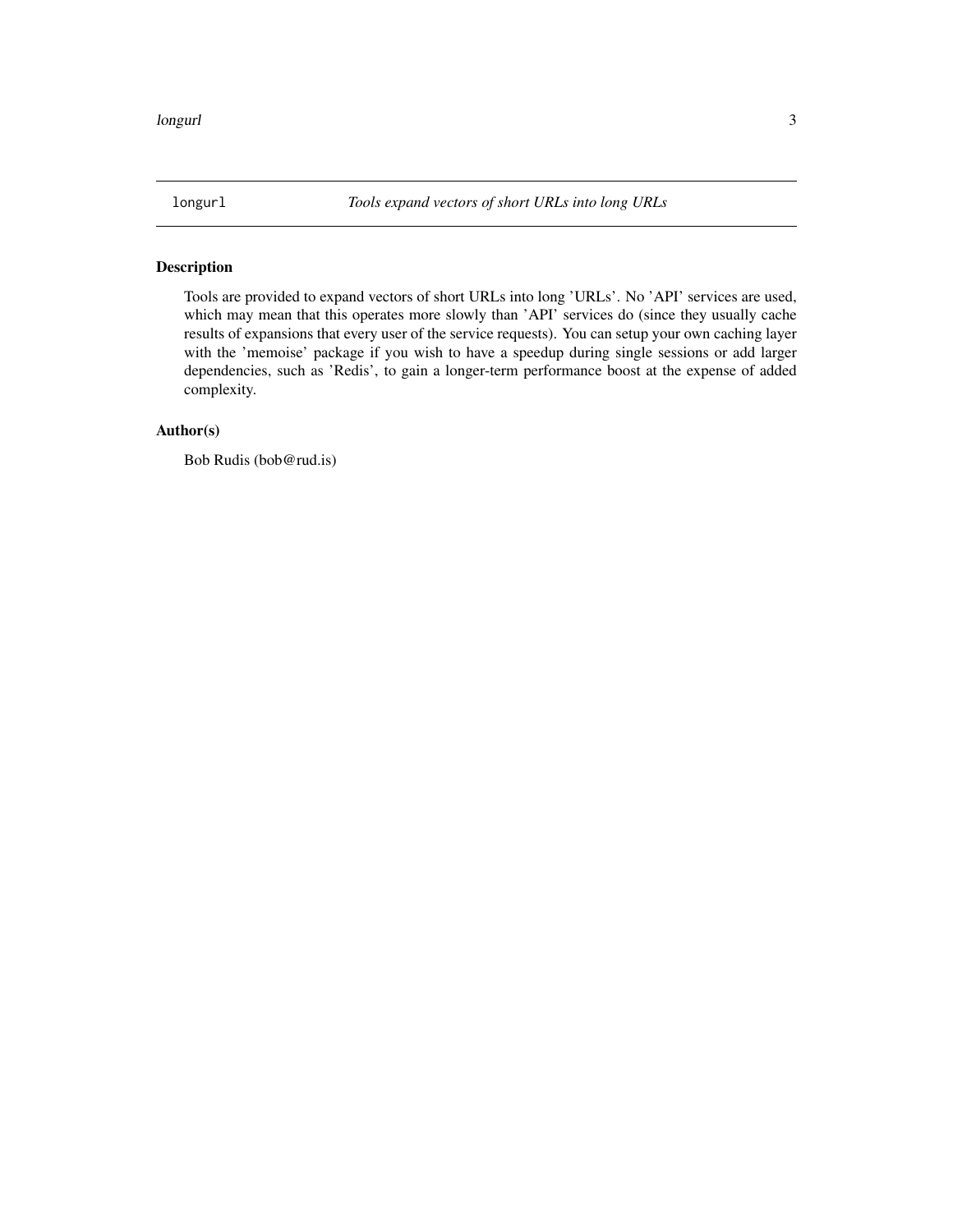`longurl` *Tools expand vectors of short URLs into long URLs*

## Description

Tools are provided to expand vectors of short URLs into long 'URLs'. No 'API' services are used, which may mean that this operates more slowly than 'API' services do (since they usually cache results of expansions that every user of the service requests). You can setup your own caching layer with the 'memoise' package if you wish to have a speedup during single sessions or add larger dependencies, such as 'Redis', to gain a longer-term performance boost at the expense of added complexity.

## Author(s)

Bob Rudis (bob@rud.is)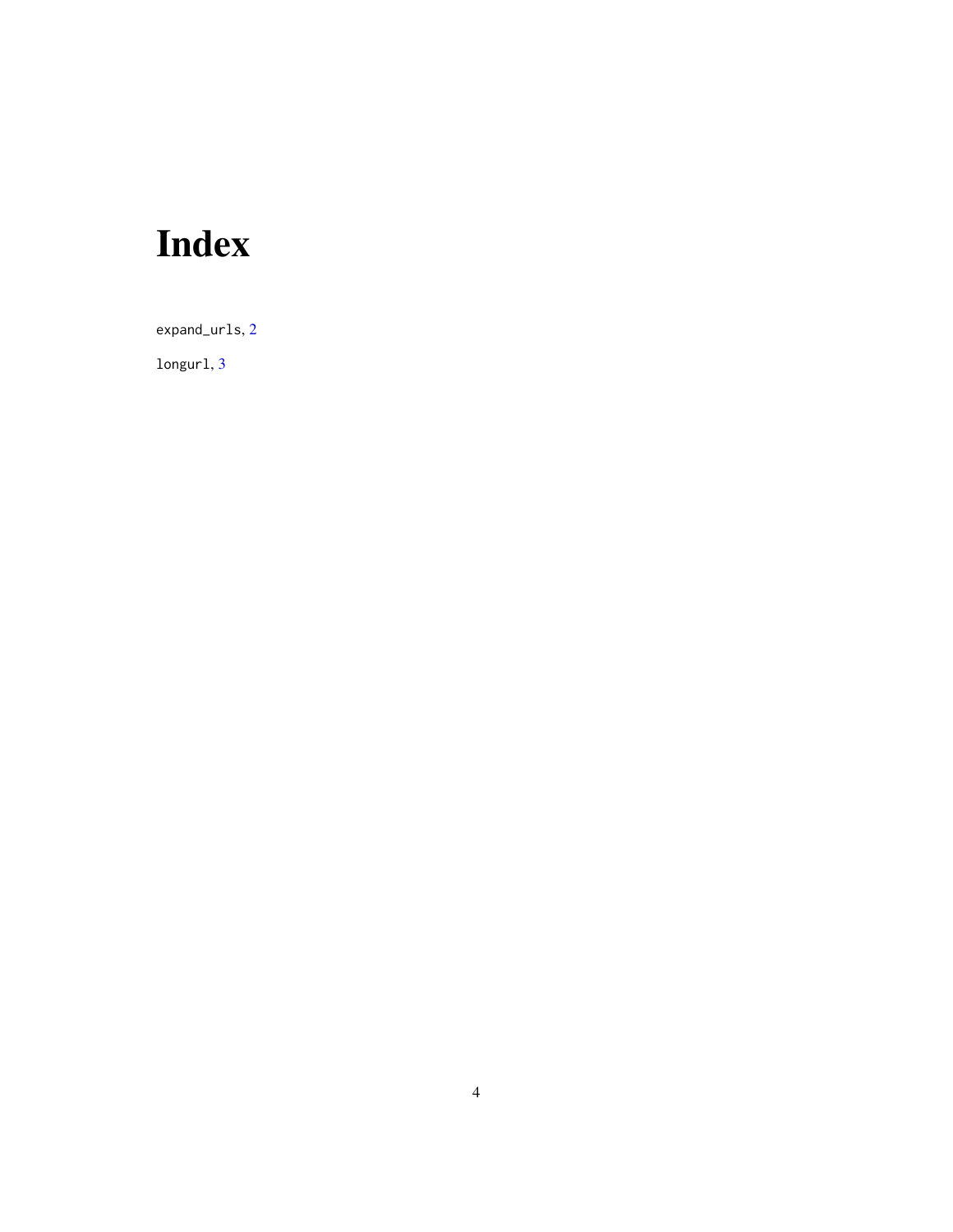# Index

expand_urls, 2

longurl, 3